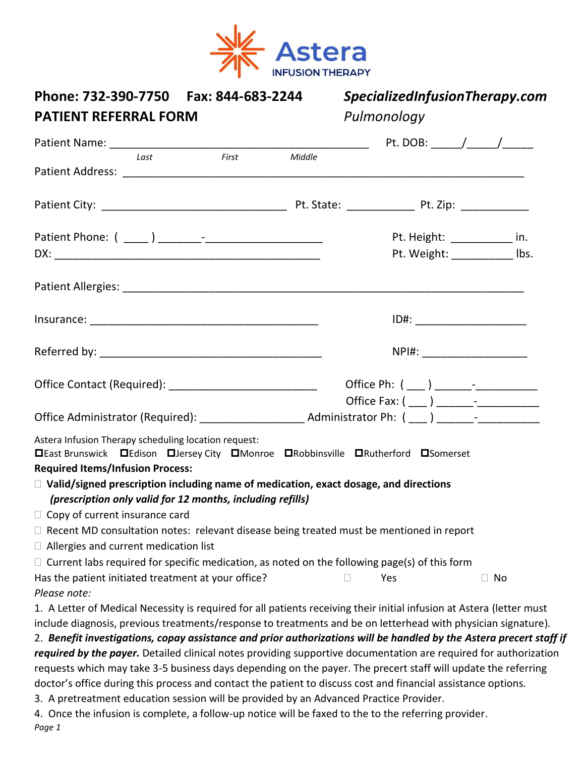Astera INFUSION THERAPY

**Phone: 732-390-7750 Fax: 844-683-2244**

***SpecializedInfusionTherapy.com***

## PATIENT REFERRAL FORM

*Pulmonology*

Patient Name: ________________________________________ Pt. DOB: _____/_____/_____
*Last* *First* *Middle*

Patient Address: ____________________________________________________________

Patient City: ____________________________ Pt. State: ___________ Pt. Zip: ___________

Patient Phone: ( ____ ) _______-___________________ Pt. Height: __________ in.

DX: ____________________________________________ Pt. Weight: __________ lbs.

Patient Allergies: ____________________________________________________________

Insurance: ____________________________________ ID#: __________________

Referred by: ____________________________________ NPI#: _________________

Office Contact (Required): ________________________ Office Ph: ( ___ ) ______-__________

Office Fax: ( ___ ) ______-__________

Office Administrator (Required): ________________ Administrator Ph: ( ___ ) ______-__________

Astera Infusion Therapy scheduling location request:

☐East Brunswick ☐Edison ☐Jersey City ☐Monroe ☐Robbinsville ☐Rutherford ☐Somerset

**Required Items/Infusion Process:**

- ☐ **Valid/signed prescription including name of medication, exact dosage, and directions** ***(prescription only valid for 12 months, including refills)***
- ☐ Copy of current insurance card
- ☐ Recent MD consultation notes: relevant disease being treated must be mentioned in report
- ☐ Allergies and current medication list
- ☐ Current labs required for specific medication, as noted on the following page(s) of this form

Has the patient initiated treatment at your office? ☐ Yes ☐ No

*Please note:*

1. A Letter of Medical Necessity is required for all patients receiving their initial infusion at Astera (letter must include diagnosis, previous treatments/response to treatments and be on letterhead with physician signature).
2. ***Benefit investigations, copay assistance and prior authorizations will be handled by the Astera precert staff if required by the payer.*** Detailed clinical notes providing supportive documentation are required for authorization requests which may take 3-5 business days depending on the payer. The precert staff will update the referring doctor's office during this process and contact the patient to discuss cost and financial assistance options.
3. A pretreatment education session will be provided by an Advanced Practice Provider.
4. Once the infusion is complete, a follow-up notice will be faxed to the to the referring provider.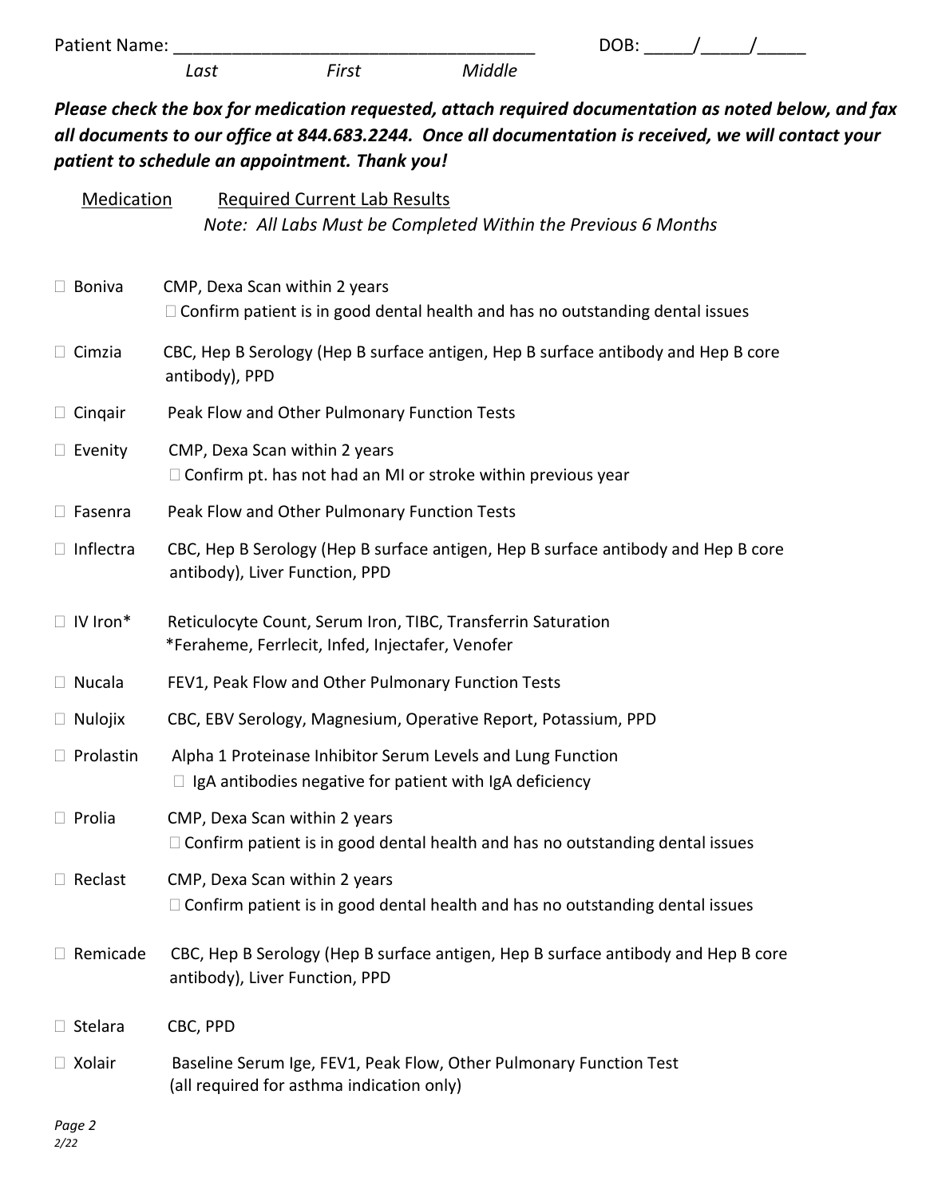Patient Name: ___________________________________ DOB: _____/_____/_____

*Last First Middle*

***Please check the box for medication requested, attach required documentation as noted below, and fax all documents to our office at 844.683.2244. Once all documentation is received, we will contact your patient to schedule an appointment. Thank you!***

| <u>Medication</u> | <u>Required Current Lab Results</u><br>*Note: All Labs Must be Completed Within the Previous 6 Months* |
|---|---|
| ☐ Boniva | CMP, Dexa Scan within 2 years<br>☐ Confirm patient is in good dental health and has no outstanding dental issues |
| ☐ Cimzia | CBC, Hep B Serology (Hep B surface antigen, Hep B surface antibody and Hep B core antibody), PPD |
| ☐ Cinqair | Peak Flow and Other Pulmonary Function Tests |
| ☐ Evenity | CMP, Dexa Scan within 2 years<br>☐ Confirm pt. has not had an MI or stroke within previous year |
| ☐ Fasenra | Peak Flow and Other Pulmonary Function Tests |
| ☐ Inflectra | CBC, Hep B Serology (Hep B surface antigen, Hep B surface antibody and Hep B core antibody), Liver Function, PPD |
| ☐ IV Iron* | Reticulocyte Count, Serum Iron, TIBC, Transferrin Saturation<br>*Feraheme, Ferrlecit, Infed, Injectafer, Venofer |
| ☐ Nucala | FEV1, Peak Flow and Other Pulmonary Function Tests |
| ☐ Nulojix | CBC, EBV Serology, Magnesium, Operative Report, Potassium, PPD |
| ☐ Prolastin | Alpha 1 Proteinase Inhibitor Serum Levels and Lung Function<br>☐ IgA antibodies negative for patient with IgA deficiency |
| ☐ Prolia | CMP, Dexa Scan within 2 years<br>☐ Confirm patient is in good dental health and has no outstanding dental issues |
| ☐ Reclast | CMP, Dexa Scan within 2 years<br>☐ Confirm patient is in good dental health and has no outstanding dental issues |
| ☐ Remicade | CBC, Hep B Serology (Hep B surface antigen, Hep B surface antibody and Hep B core antibody), Liver Function, PPD |
| ☐ Stelara | CBC, PPD |
| ☐ Xolair | Baseline Serum Ige, FEV1, Peak Flow, Other Pulmonary Function Test<br>(all required for asthma indication only) |

*2/22*